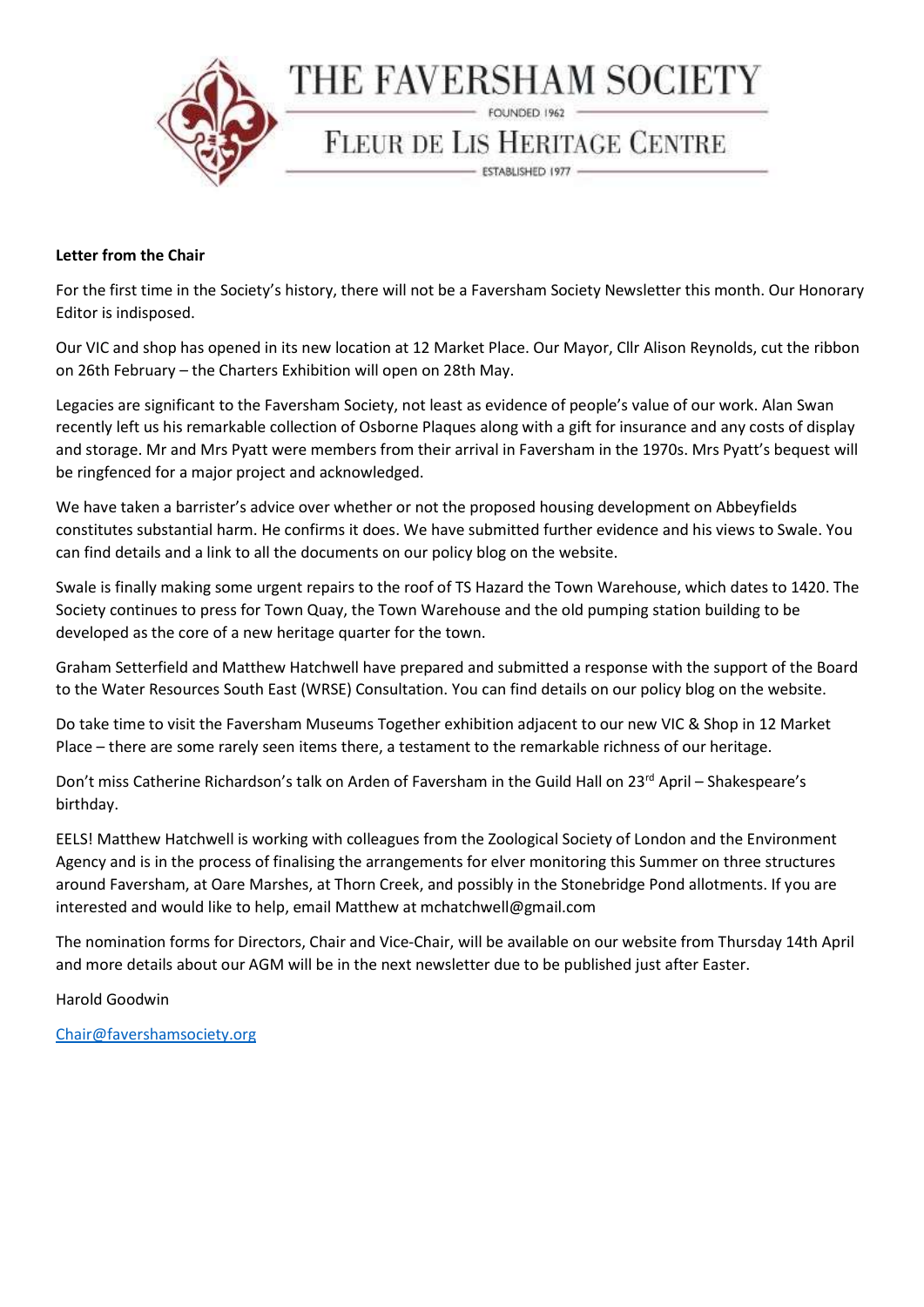THE FAVERSHAM SOCIETY

FOUNDED 1962

FLEUR DE LIS HERITAGE CENTRE

ESTABLISHED 1977

**Letter from the Chair**

For the first time in the Society's history, there will not be a Faversham Society Newsletter this month. Our Honorary Editor is indisposed.

Our VIC and shop has opened in its new location at 12 Market Place. Our Mayor, Cllr Alison Reynolds, cut the ribbon on 26th February – the Charters Exhibition will open on 28th May.

Legacies are significant to the Faversham Society, not least as evidence of people's value of our work. Alan Swan recently left us his remarkable collection of Osborne Plaques along with a gift for insurance and any costs of display and storage. Mr and Mrs Pyatt were members from their arrival in Faversham in the 1970s. Mrs Pyatt's bequest will be ringfenced for a major project and acknowledged.

We have taken a barrister's advice over whether or not the proposed housing development on Abbeyfields constitutes substantial harm. He confirms it does. We have submitted further evidence and his views to Swale. You can find details and a link to all the documents on our policy blog on the website.

Swale is finally making some urgent repairs to the roof of TS Hazard the Town Warehouse, which dates to 1420. The Society continues to press for Town Quay, the Town Warehouse and the old pumping station building to be developed as the core of a new heritage quarter for the town.

Graham Setterfield and Matthew Hatchwell have prepared and submitted a response with the support of the Board to the Water Resources South East (WRSE) Consultation. You can find details on our policy blog on the website.

Do take time to visit the Faversham Museums Together exhibition adjacent to our new VIC & Shop in 12 Market Place – there are some rarely seen items there, a testament to the remarkable richness of our heritage.

Don't miss Catherine Richardson's talk on Arden of Faversham in the Guild Hall on 23rd April – Shakespeare's birthday.

EELS! Matthew Hatchwell is working with colleagues from the Zoological Society of London and the Environment Agency and is in the process of finalising the arrangements for elver monitoring this Summer on three structures around Faversham, at Oare Marshes, at Thorn Creek, and possibly in the Stonebridge Pond allotments. If you are interested and would like to help, email Matthew at mchatchwell@gmail.com

The nomination forms for Directors, Chair and Vice-Chair, will be available on our website from Thursday 14th April and more details about our AGM will be in the next newsletter due to be published just after Easter.

Harold Goodwin

Chair@favershamsociety.org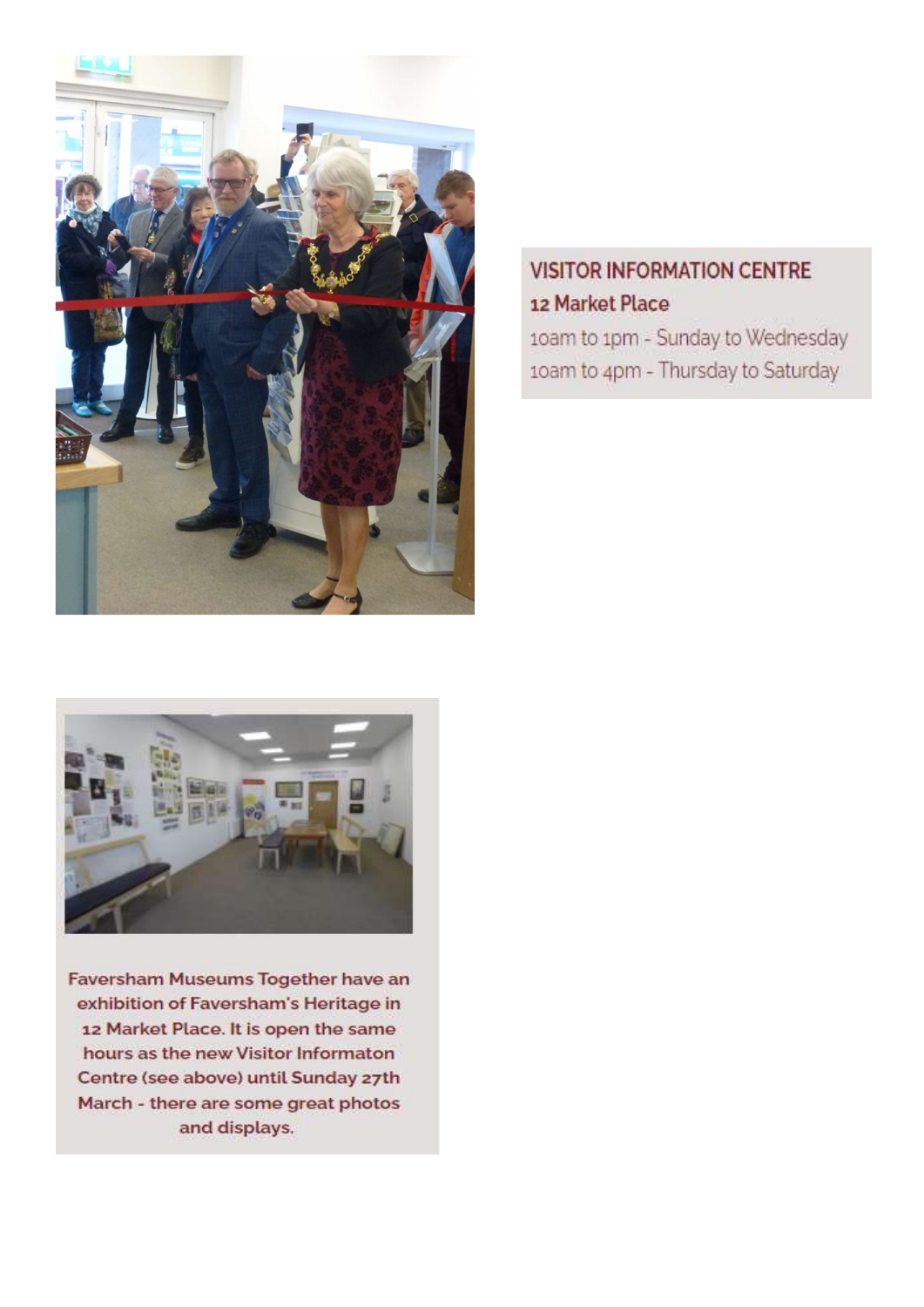**VISITOR INFORMATION CENTRE**
**12 Market Place**
10am to 1pm - Sunday to Wednesday
10am to 4pm - Thursday to Saturday

**Faversham Museums Together have an exhibition of Faversham's Heritage in 12 Market Place. It is open the same hours as the new Visitor Informaton Centre (see above) until Sunday 27th March - there are some great photos and displays.**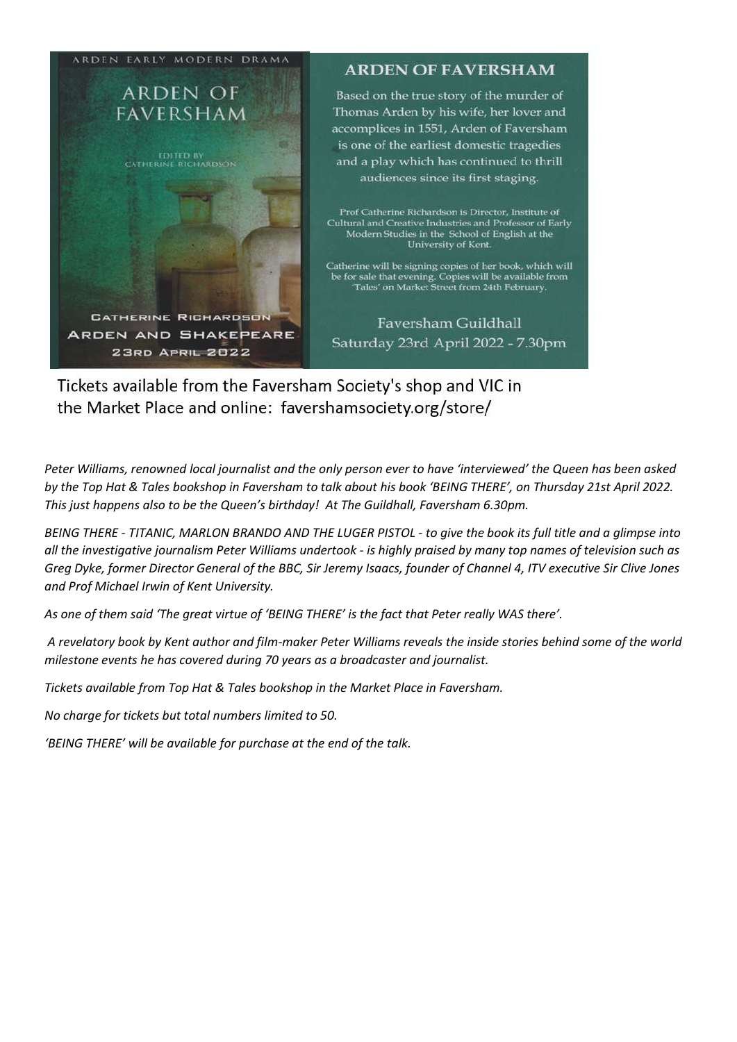ARDEN EARLY MODERN DRAMA

ARDEN OF FAVERSHAM

EDITED BY CATHERINE RICHARDSON

CATHERINE RICHARDSON
ARDEN AND SHAKEPEARE
23RD APRIL 2022

## ARDEN OF FAVERSHAM

Based on the true story of the murder of Thomas Arden by his wife, her lover and accomplices in 1551, Arden of Faversham is one of the earliest domestic tragedies and a play which has continued to thrill audiences since its first staging.

Prof Catherine Richardson is Director, Institute of Cultural and Creative Industries and Professor of Early Modern Studies in the School of English at the University of Kent.

Catherine will be signing copies of her book, which will be for sale that evening. Copies will be available from 'Tales' on Market Street from 24th February.

Faversham Guildhall
Saturday 23rd April 2022 - 7.30pm

Tickets available from the Faversham Society's shop and VIC in the Market Place and online: favershamsociety.org/store/

*Peter Williams, renowned local journalist and the only person ever to have 'interviewed' the Queen has been asked by the Top Hat & Tales bookshop in Faversham to talk about his book 'BEING THERE', on Thursday 21st April 2022. This just happens also to be the Queen's birthday! At The Guildhall, Faversham 6.30pm.*

*BEING THERE - TITANIC, MARLON BRANDO AND THE LUGER PISTOL - to give the book its full title and a glimpse into all the investigative journalism Peter Williams undertook - is highly praised by many top names of television such as Greg Dyke, former Director General of the BBC, Sir Jeremy Isaacs, founder of Channel 4, ITV executive Sir Clive Jones and Prof Michael Irwin of Kent University.*

*As one of them said 'The great virtue of 'BEING THERE' is the fact that Peter really WAS there'.*

*A revelatory book by Kent author and film-maker Peter Williams reveals the inside stories behind some of the world milestone events he has covered during 70 years as a broadcaster and journalist.*

*Tickets available from Top Hat & Tales bookshop in the Market Place in Faversham.*

*No charge for tickets but total numbers limited to 50.*

*'BEING THERE' will be available for purchase at the end of the talk.*